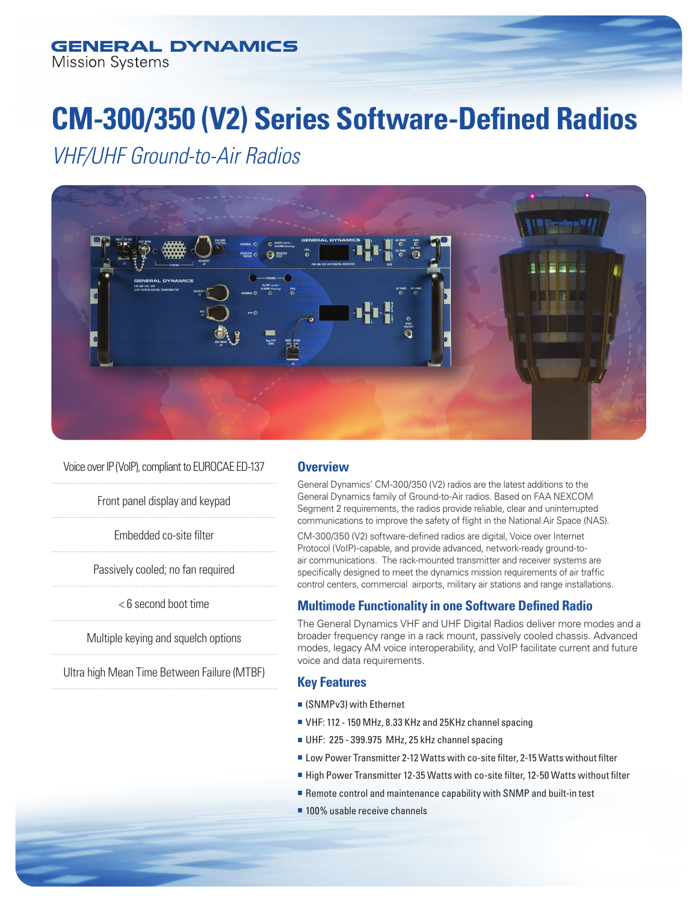GENERAL DYNAMICS
Mission Systems

# CM-300/350 (V2) Series Software-Defined Radios

*VHF/UHF Ground-to-Air Radios*

- Voice over IP (VoIP), compliant to EUROCAE ED-137
- Front panel display and keypad
- Embedded co-site filter
- Passively cooled; no fan required
- < 6 second boot time
- Multiple keying and squelch options
- Ultra high Mean Time Between Failure (MTBF)

## Overview

General Dynamics' CM-300/350 (V2) radios are the latest additions to the General Dynamics family of Ground-to-Air radios. Based on FAA NEXCOM Segment 2 requirements, the radios provide reliable, clear and uninterrupted communications to improve the safety of flight in the National Air Space (NAS).

CM-300/350 (V2) software-defined radios are digital, Voice over Internet Protocol (VoIP)-capable, and provide advanced, network-ready ground-to-air communications. The rack-mounted transmitter and receiver systems are specifically designed to meet the dynamics mission requirements of air traffic control centers, commercial airports, military air stations and range installations.

## Multimode Functionality in one Software Defined Radio

The General Dynamics VHF and UHF Digital Radios deliver more modes and a broader frequency range in a rack mount, passively cooled chassis. Advanced modes, legacy AM voice interoperability, and VoIP facilitate current and future voice and data requirements.

## Key Features

- (SNMPv3) with Ethernet
- VHF: 112 - 150 MHz, 8.33 KHz and 25KHz channel spacing
- UHF: 225 - 399.975 MHz, 25 kHz channel spacing
- Low Power Transmitter 2-12 Watts with co-site filter, 2-15 Watts without filter
- High Power Transmitter 12-35 Watts with co-site filter, 12-50 Watts without filter
- Remote control and maintenance capability with SNMP and built-in test
- 100% usable receive channels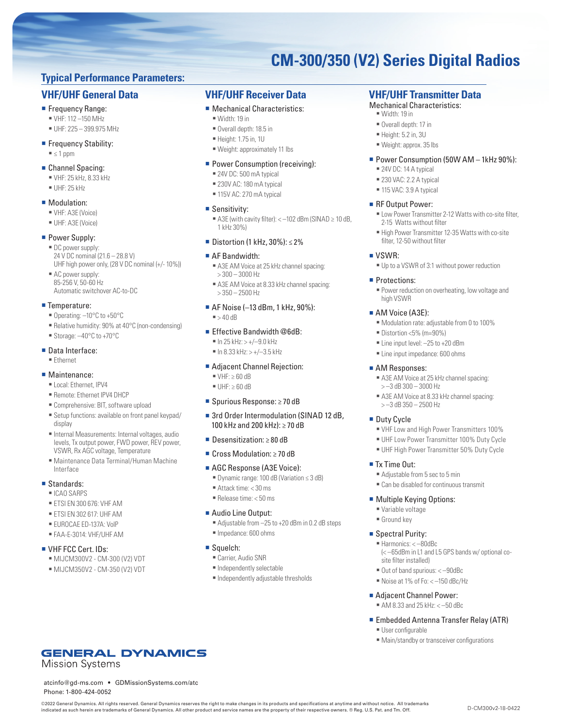# CM-300/350 (V2) Series Digital Radios

## Typical Performance Parameters:

### VHF/UHF General Data

- Frequency Range:
  - VHF: 112 –150 MHz
  - UHF: 225 – 399.975 MHz
- Frequency Stability:
  - ≤ 1 ppm
- Channel Spacing:
  - VHF: 25 kHz, 8.33 kHz
  - UHF: 25 kHz
- Modulation:
  - VHF: A3E (Voice)
  - UHF: A3E (Voice)
- Power Supply:
  - DC power supply: 24 V DC nominal (21.6 – 28.8 V) UHF high power only, (28 V DC nominal (+/- 10%))
  - AC power supply: 85-256 V, 50-60 Hz Automatic switchover AC-to-DC
- Temperature:
  - Operating: –10°C to +50°C
  - Relative humidity: 90% at 40°C (non-condensing)
  - Storage: –40°C to +70°C
- Data Interface:
  - Ethernet
- Maintenance:
  - Local: Ethernet, IPV4
  - Remote: Ethernet IPV4 DHCP
  - Comprehensive: BIT, software upload
  - Setup functions: available on front panel keypad/ display
  - Internal Measurements: Internal voltages, audio levels, Tx output power, FWD power, REV power, VSWR, Rx AGC voltage, Temperature
  - Maintenance Data Terminal/Human Machine Interface
- Standards:
  - ICAO SARPS
  - ETSI EN 300 676: VHF AM
  - ETSI EN 302 617: UHF AM
  - EUROCAE ED-137A: VoIP
  - FAA-E-3014: VHF/UHF AM
- VHF FCC Cert. IDs:
  - MIJCM300V2 - CM-300 (V2) VDT
  - MIJCM350V2 - CM-350 (V2) VDT

### VHF/UHF Receiver Data

- Mechanical Characteristics:
  - Width: 19 in
  - Overall depth: 18.5 in
  - Height: 1.75 in, 1U
  - Weight: approximately 11 lbs
- Power Consumption (receiving):
  - 24V DC: 500 mA typical
  - 230V AC: 180 mA typical
  - 115V AC: 270 mA typical
- Sensitivity:
  - A3E (with cavity filter): < –102 dBm (SINAD ≥ 10 dB, 1 kHz 30%)
- Distortion (1 kHz, 30%): ≤ 2%
- AF Bandwidth:
  - A3E AM Voice at 25 kHz channel spacing: > 300 – 3000 Hz
  - A3E AM Voice at 8.33 kHz channel spacing: > 350 – 2500 Hz
- AF Noise (–13 dBm, 1 kHz, 90%):
  - > 40 dB
- Effective Bandwidth @6dB:
  - In 25 kHz: > +/–9.0 kHz
  - In 8.33 kHz: > +/–3.5 kHz
- Adjacent Channel Rejection:
  - VHF: ≥ 60 dB
  - UHF: ≥ 60 dB
- Spurious Response: ≥ 70 dB
- 3rd Order Intermodulation (SINAD 12 dB, 100 kHz and 200 kHz): ≥ 70 dB
- Desensitization: ≥ 80 dB
- Cross Modulation: ≥ 70 dB
- AGC Response (A3E Voice):
  - Dynamic range: 100 dB (Variation ≤ 3 dB)
  - Attack time: < 30 ms
  - Release time: < 50 ms
- Audio Line Output:
  - Adjustable from –25 to +20 dBm in 0.2 dB steps
  - Impedance: 600 ohms
- Squelch:
  - Carrier, Audio SNR
  - Independently selectable
  - Independently adjustable thresholds

### VHF/UHF Transmitter Data

Mechanical Characteristics:
  - Width: 19 in
  - Overall depth: 17 in
  - Height: 5.2 in, 3U
  - Weight: approx. 35 lbs

- Power Consumption (50W AM – 1kHz 90%):
  - 24V DC: 14 A typical
  - 230 VAC: 2.2 A typical
  - 115 VAC: 3.9 A typical
- RF Output Power:
  - Low Power Transmitter 2-12 Watts with co-site filter, 2-15 Watts without filter
  - High Power Transmitter 12-35 Watts with co-site filter, 12-50 without filter
- VSWR:
  - Up to a VSWR of 3:1 without power reduction
- Protections:
  - Power reduction on overheating, low voltage and high VSWR
- AM Voice (A3E):
  - Modulation rate: adjustable from 0 to 100%
  - Distortion <5% (m=90%)
  - Line input level: –25 to +20 dBm
  - Line input impedance: 600 ohms
- AM Responses:
  - A3E AM Voice at 25 kHz channel spacing: > –3 dB 300 – 3000 Hz
  - A3E AM Voice at 8.33 kHz channel spacing: > –3 dB 350 – 2500 Hz
- Duty Cycle
  - VHF Low and High Power Transmitters 100%
  - UHF Low Power Transmitter 100% Duty Cycle
  - UHF High Power Transmitter 50% Duty Cycle
- Tx Time Out:
  - Adjustable from 5 sec to 5 min
  - Can be disabled for continuous transmit
- Multiple Keying Options:
  - Variable voltage
  - Ground key
- Spectral Purity:
  - Harmonics: < –80dBc (< –65dBm in L1 and L5 GPS bands w/ optional co-site filter installed)
  - Out of band spurious: < –90dBc
  - Noise at 1% of Fo: < –150 dBc/Hz
- Adjacent Channel Power:
  - AM 8.33 and 25 kHz: < –50 dBc
- Embedded Antenna Transfer Relay (ATR)
  - User configurable
  - Main/standby or transceiver configurations

**GENERAL DYNAMICS**
Mission Systems

atcinfo@gd-ms.com • GDMissionSystems.com/atc
Phone: 1-800-424-0052

©2022 General Dynamics. All rights reserved. General Dynamics reserves the right to make changes in its products and specifications at anytime and without notice. All trademarks indicated as such herein are trademarks of General Dynamics. All other product and service names are the property of their respective owners. ® Reg. U.S. Pat. and Tm. Off.

D-CM300v2-18-0422